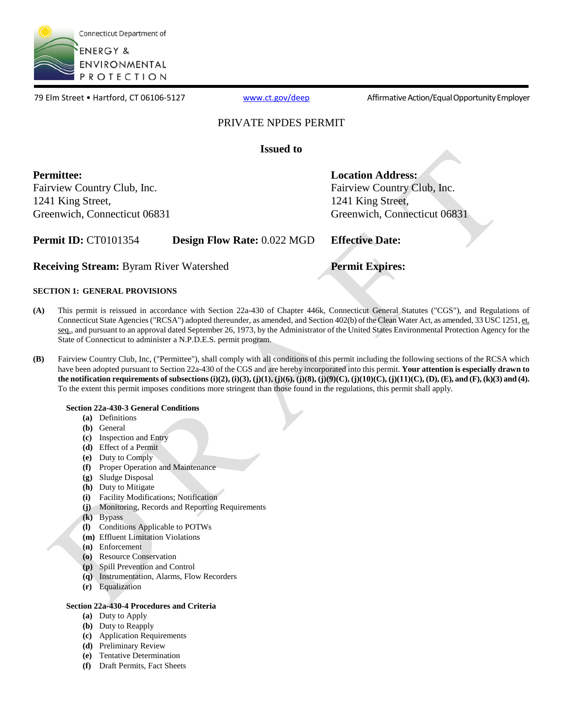Connecticut Department of ENERGY & ENVIRONMENTAL PROTECTION

79 Elm Street • Hartford, CT 06106-5127 www.ct.gov/deep Affirmative Action/Equal Opportunity Employer

# PRIVATE NPDES PERMIT

**Issued to**

**Permittee:**
Fairview Country Club, Inc.
1241 King Street,
Greenwich, Connecticut 06831

**Location Address:**
Fairview Country Club, Inc.
1241 King Street,
Greenwich, Connecticut 06831

**Permit ID:** CT0101354 **Design Flow Rate:** 0.022 MGD **Effective Date:**

**Receiving Stream:** Byram River Watershed **Permit Expires:**

## SECTION 1: GENERAL PROVISIONS

**(A)** This permit is reissued in accordance with Section 22a-430 of Chapter 446k, Connecticut General Statutes ("CGS"), and Regulations of Connecticut State Agencies ("RCSA") adopted thereunder, as amended, and Section 402(b) of the Clean Water Act, as amended, 33 USC 1251, et. seq., and pursuant to an approval dated September 26, 1973, by the Administrator of the United States Environmental Protection Agency for the State of Connecticut to administer a N.P.D.E.S. permit program.

**(B)** Fairview Country Club, Inc, ("Permittee"), shall comply with all conditions of this permit including the following sections of the RCSA which have been adopted pursuant to Section 22a-430 of the CGS and are hereby incorporated into this permit. **Your attention is especially drawn to the notification requirements of subsections (i)(2), (i)(3), (j)(1), (j)(6), (j)(8), (j)(9)(C), (j)(10)(C), (j)(11)(C), (D), (E), and (F), (k)(3) and (4).** To the extent this permit imposes conditions more stringent than those found in the regulations, this permit shall apply.

**Section 22a-430-3 General Conditions**

- **(a)** Definitions
- **(b)** General
- **(c)** Inspection and Entry
- **(d)** Effect of a Permit
- **(e)** Duty to Comply
- **(f)** Proper Operation and Maintenance
- **(g)** Sludge Disposal
- **(h)** Duty to Mitigate
- **(i)** Facility Modifications; Notification
- **(j)** Monitoring, Records and Reporting Requirements
- **(k)** Bypass
- **(l)** Conditions Applicable to POTWs
- **(m)** Effluent Limitation Violations
- **(n)** Enforcement
- **(o)** Resource Conservation
- **(p)** Spill Prevention and Control
- **(q)** Instrumentation, Alarms, Flow Recorders
- **(r)** Equalization

**Section 22a-430-4 Procedures and Criteria**

- **(a)** Duty to Apply
- **(b)** Duty to Reapply
- **(c)** Application Requirements
- **(d)** Preliminary Review
- **(e)** Tentative Determination
- **(f)** Draft Permits, Fact Sheets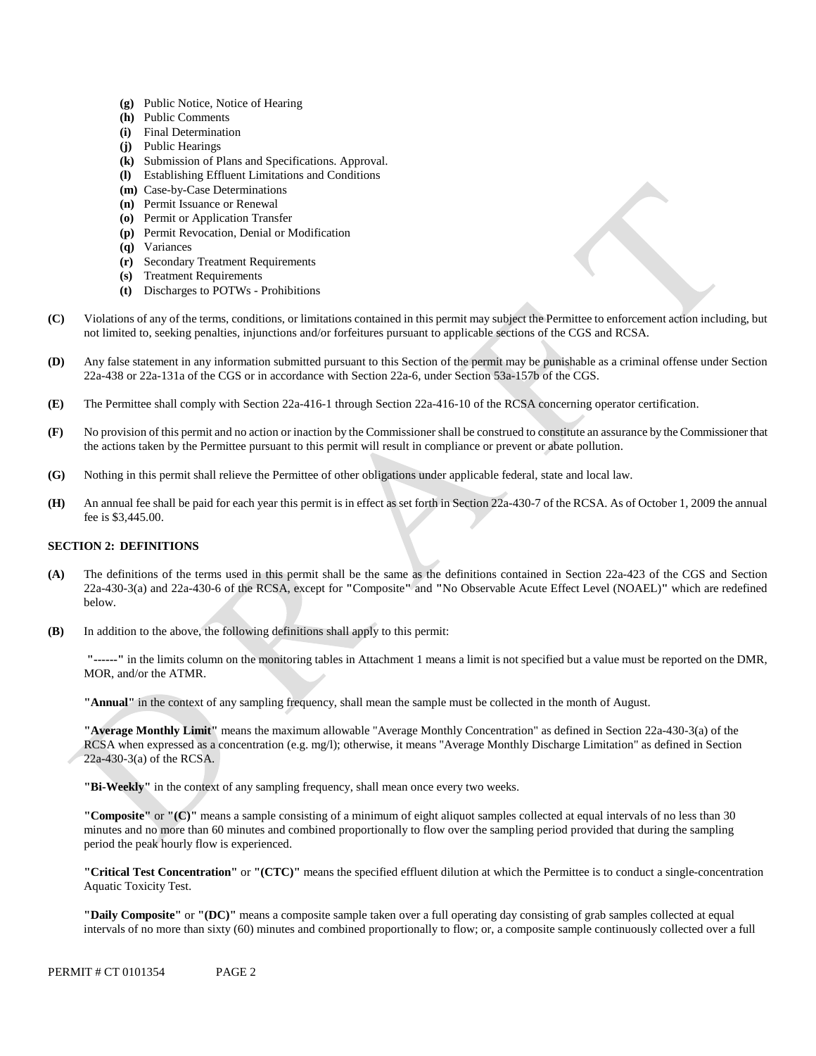(g) Public Notice, Notice of Hearing
(h) Public Comments
(i) Final Determination
(j) Public Hearings
(k) Submission of Plans and Specifications. Approval.
(l) Establishing Effluent Limitations and Conditions
(m) Case-by-Case Determinations
(n) Permit Issuance or Renewal
(o) Permit or Application Transfer
(p) Permit Revocation, Denial or Modification
(q) Variances
(r) Secondary Treatment Requirements
(s) Treatment Requirements
(t) Discharges to POTWs - Prohibitions

**(C)** Violations of any of the terms, conditions, or limitations contained in this permit may subject the Permittee to enforcement action including, but not limited to, seeking penalties, injunctions and/or forfeitures pursuant to applicable sections of the CGS and RCSA.

**(D)** Any false statement in any information submitted pursuant to this Section of the permit may be punishable as a criminal offense under Section 22a-438 or 22a-131a of the CGS or in accordance with Section 22a-6, under Section 53a-157b of the CGS.

**(E)** The Permittee shall comply with Section 22a-416-1 through Section 22a-416-10 of the RCSA concerning operator certification.

**(F)** No provision of this permit and no action or inaction by the Commissioner shall be construed to constitute an assurance by the Commissioner that the actions taken by the Permittee pursuant to this permit will result in compliance or prevent or abate pollution.

**(G)** Nothing in this permit shall relieve the Permittee of other obligations under applicable federal, state and local law.

**(H)** An annual fee shall be paid for each year this permit is in effect as set forth in Section 22a-430-7 of the RCSA. As of October 1, 2009 the annual fee is $3,445.00.

## SECTION 2: DEFINITIONS

**(A)** The definitions of the terms used in this permit shall be the same as the definitions contained in Section 22a-423 of the CGS and Section 22a-430-3(a) and 22a-430-6 of the RCSA, except for **"**Composite**"** and **"**No Observable Acute Effect Level (NOAEL)**"** which are redefined below.

**(B)** In addition to the above, the following definitions shall apply to this permit:

**"------"** in the limits column on the monitoring tables in Attachment 1 means a limit is not specified but a value must be reported on the DMR, MOR, and/or the ATMR.

**"Annual"** in the context of any sampling frequency, shall mean the sample must be collected in the month of August.

**"Average Monthly Limit"** means the maximum allowable "Average Monthly Concentration" as defined in Section 22a-430-3(a) of the RCSA when expressed as a concentration (e.g. mg/l); otherwise, it means "Average Monthly Discharge Limitation" as defined in Section 22a-430-3(a) of the RCSA.

**"Bi-Weekly"** in the context of any sampling frequency, shall mean once every two weeks.

**"Composite"** or **"(C)"** means a sample consisting of a minimum of eight aliquot samples collected at equal intervals of no less than 30 minutes and no more than 60 minutes and combined proportionally to flow over the sampling period provided that during the sampling period the peak hourly flow is experienced.

**"Critical Test Concentration"** or **"(CTC)"** means the specified effluent dilution at which the Permittee is to conduct a single-concentration Aquatic Toxicity Test.

**"Daily Composite"** or **"(DC)"** means a composite sample taken over a full operating day consisting of grab samples collected at equal intervals of no more than sixty (60) minutes and combined proportionally to flow; or, a composite sample continuously collected over a full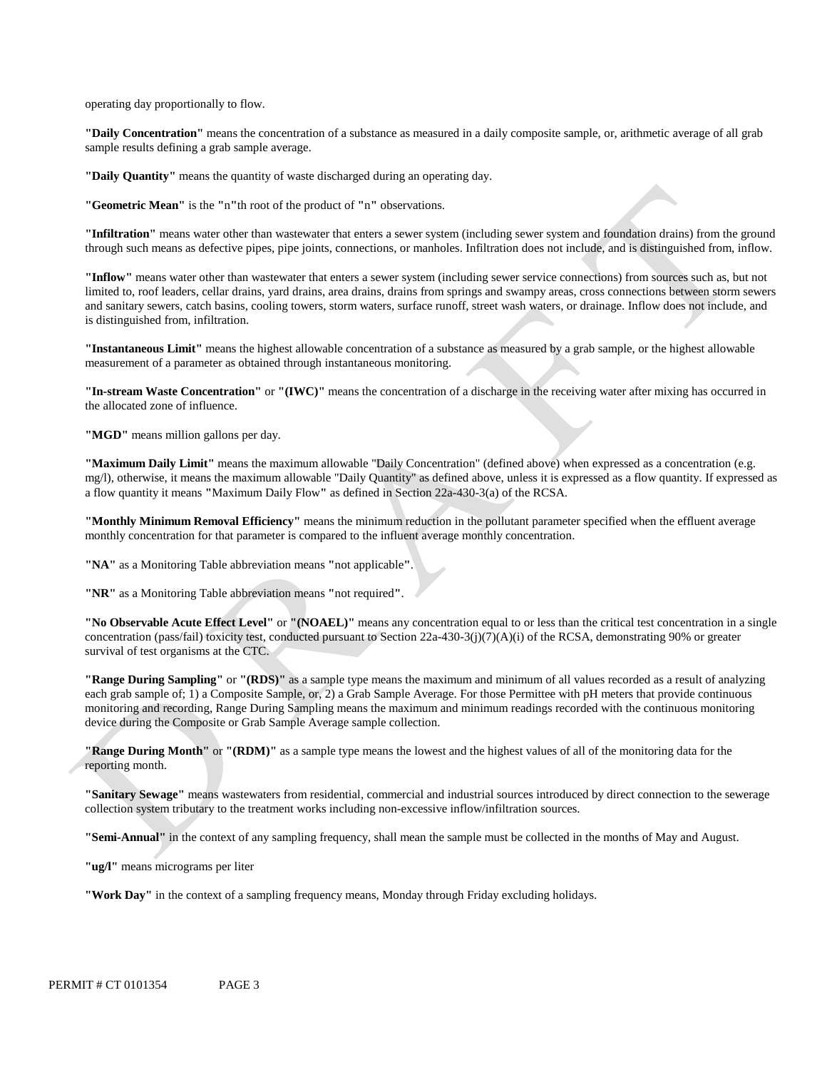operating day proportionally to flow.

**"Daily Concentration"** means the concentration of a substance as measured in a daily composite sample, or, arithmetic average of all grab sample results defining a grab sample average.

**"Daily Quantity"** means the quantity of waste discharged during an operating day.

**"Geometric Mean"** is the **"**n**"**th root of the product of **"**n**"** observations.

**"Infiltration"** means water other than wastewater that enters a sewer system (including sewer system and foundation drains) from the ground through such means as defective pipes, pipe joints, connections, or manholes. Infiltration does not include, and is distinguished from, inflow.

**"Inflow"** means water other than wastewater that enters a sewer system (including sewer service connections) from sources such as, but not limited to, roof leaders, cellar drains, yard drains, area drains, drains from springs and swampy areas, cross connections between storm sewers and sanitary sewers, catch basins, cooling towers, storm waters, surface runoff, street wash waters, or drainage. Inflow does not include, and is distinguished from, infiltration.

**"Instantaneous Limit"** means the highest allowable concentration of a substance as measured by a grab sample, or the highest allowable measurement of a parameter as obtained through instantaneous monitoring.

**"In-stream Waste Concentration"** or **"(IWC)"** means the concentration of a discharge in the receiving water after mixing has occurred in the allocated zone of influence.

**"MGD"** means million gallons per day.

**"Maximum Daily Limit"** means the maximum allowable "Daily Concentration" (defined above) when expressed as a concentration (e.g. mg/l), otherwise, it means the maximum allowable "Daily Quantity" as defined above, unless it is expressed as a flow quantity. If expressed as a flow quantity it means **"**Maximum Daily Flow**"** as defined in Section 22a-430-3(a) of the RCSA.

**"Monthly Minimum Removal Efficiency"** means the minimum reduction in the pollutant parameter specified when the effluent average monthly concentration for that parameter is compared to the influent average monthly concentration.

**"NA"** as a Monitoring Table abbreviation means **"**not applicable**"**.

**"NR"** as a Monitoring Table abbreviation means **"**not required**"**.

**"No Observable Acute Effect Level"** or **"(NOAEL)"** means any concentration equal to or less than the critical test concentration in a single concentration (pass/fail) toxicity test, conducted pursuant to Section 22a-430-3(j)(7)(A)(i) of the RCSA, demonstrating 90% or greater survival of test organisms at the CTC.

**"Range During Sampling"** or **"(RDS)"** as a sample type means the maximum and minimum of all values recorded as a result of analyzing each grab sample of; 1) a Composite Sample, or, 2) a Grab Sample Average. For those Permittee with pH meters that provide continuous monitoring and recording, Range During Sampling means the maximum and minimum readings recorded with the continuous monitoring device during the Composite or Grab Sample Average sample collection.

**"Range During Month"** or **"(RDM)"** as a sample type means the lowest and the highest values of all of the monitoring data for the reporting month.

**"Sanitary Sewage"** means wastewaters from residential, commercial and industrial sources introduced by direct connection to the sewerage collection system tributary to the treatment works including non-excessive inflow/infiltration sources.

**"Semi-Annual"** in the context of any sampling frequency, shall mean the sample must be collected in the months of May and August.

**"ug/l"** means micrograms per liter

**"Work Day"** in the context of a sampling frequency means, Monday through Friday excluding holidays.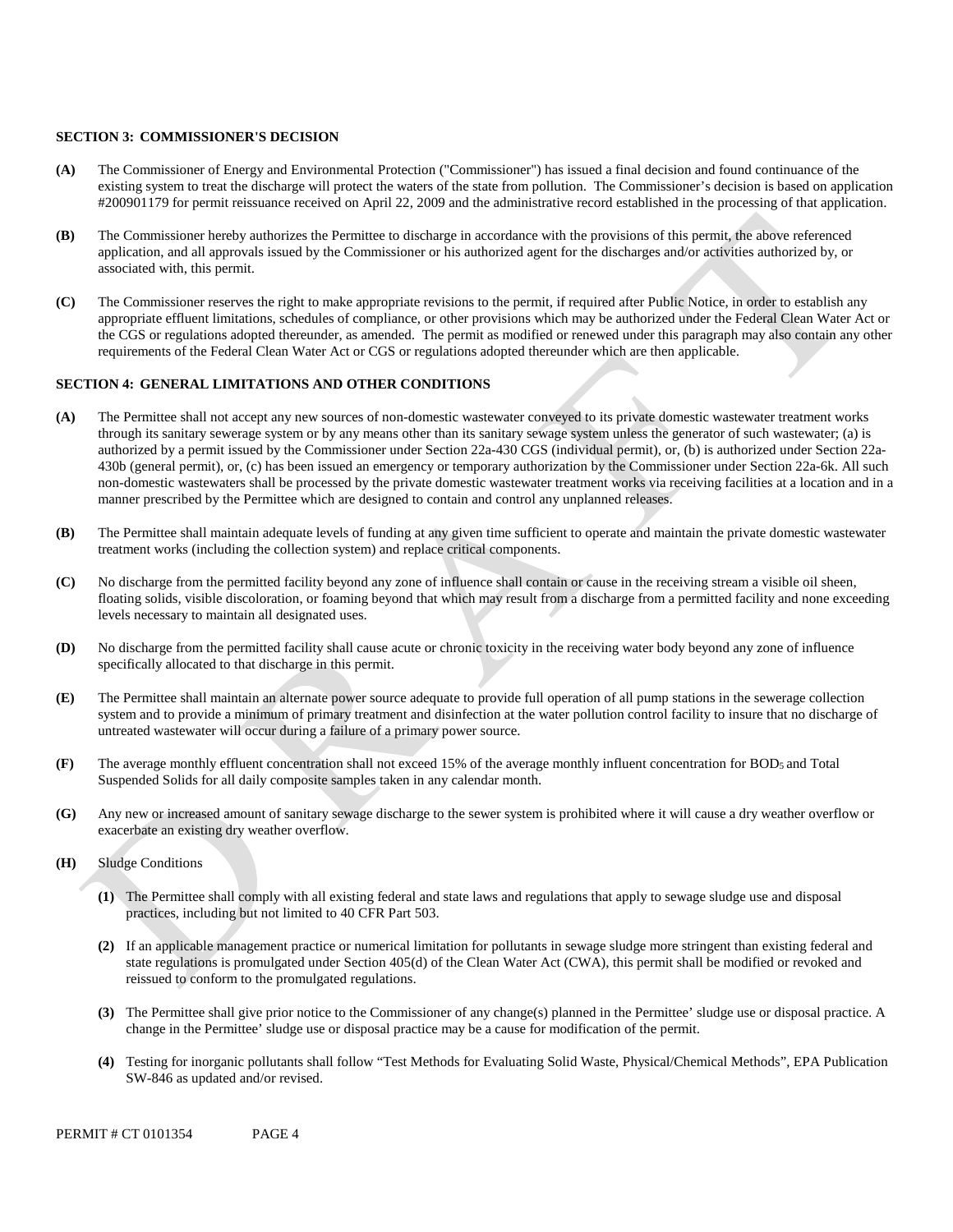### SECTION 3: COMMISSIONER'S DECISION

**(A)** The Commissioner of Energy and Environmental Protection ("Commissioner") has issued a final decision and found continuance of the existing system to treat the discharge will protect the waters of the state from pollution. The Commissioner's decision is based on application #200901179 for permit reissuance received on April 22, 2009 and the administrative record established in the processing of that application.

**(B)** The Commissioner hereby authorizes the Permittee to discharge in accordance with the provisions of this permit, the above referenced application, and all approvals issued by the Commissioner or his authorized agent for the discharges and/or activities authorized by, or associated with, this permit.

**(C)** The Commissioner reserves the right to make appropriate revisions to the permit, if required after Public Notice, in order to establish any appropriate effluent limitations, schedules of compliance, or other provisions which may be authorized under the Federal Clean Water Act or the CGS or regulations adopted thereunder, as amended. The permit as modified or renewed under this paragraph may also contain any other requirements of the Federal Clean Water Act or CGS or regulations adopted thereunder which are then applicable.

### SECTION 4: GENERAL LIMITATIONS AND OTHER CONDITIONS

**(A)** The Permittee shall not accept any new sources of non-domestic wastewater conveyed to its private domestic wastewater treatment works through its sanitary sewerage system or by any means other than its sanitary sewage system unless the generator of such wastewater; (a) is authorized by a permit issued by the Commissioner under Section 22a-430 CGS (individual permit), or, (b) is authorized under Section 22a-430b (general permit), or, (c) has been issued an emergency or temporary authorization by the Commissioner under Section 22a-6k. All such non-domestic wastewaters shall be processed by the private domestic wastewater treatment works via receiving facilities at a location and in a manner prescribed by the Permittee which are designed to contain and control any unplanned releases.

**(B)** The Permittee shall maintain adequate levels of funding at any given time sufficient to operate and maintain the private domestic wastewater treatment works (including the collection system) and replace critical components.

**(C)** No discharge from the permitted facility beyond any zone of influence shall contain or cause in the receiving stream a visible oil sheen, floating solids, visible discoloration, or foaming beyond that which may result from a discharge from a permitted facility and none exceeding levels necessary to maintain all designated uses.

**(D)** No discharge from the permitted facility shall cause acute or chronic toxicity in the receiving water body beyond any zone of influence specifically allocated to that discharge in this permit.

**(E)** The Permittee shall maintain an alternate power source adequate to provide full operation of all pump stations in the sewerage collection system and to provide a minimum of primary treatment and disinfection at the water pollution control facility to insure that no discharge of untreated wastewater will occur during a failure of a primary power source.

**(F)** The average monthly effluent concentration shall not exceed 15% of the average monthly influent concentration for $BOD_5$ and Total Suspended Solids for all daily composite samples taken in any calendar month.

**(G)** Any new or increased amount of sanitary sewage discharge to the sewer system is prohibited where it will cause a dry weather overflow or exacerbate an existing dry weather overflow.

**(H)** Sludge Conditions

**(1)** The Permittee shall comply with all existing federal and state laws and regulations that apply to sewage sludge use and disposal practices, including but not limited to 40 CFR Part 503.

**(2)** If an applicable management practice or numerical limitation for pollutants in sewage sludge more stringent than existing federal and state regulations is promulgated under Section 405(d) of the Clean Water Act (CWA), this permit shall be modified or revoked and reissued to conform to the promulgated regulations.

**(3)** The Permittee shall give prior notice to the Commissioner of any change(s) planned in the Permittee' sludge use or disposal practice. A change in the Permittee' sludge use or disposal practice may be a cause for modification of the permit.

**(4)** Testing for inorganic pollutants shall follow "Test Methods for Evaluating Solid Waste, Physical/Chemical Methods", EPA Publication SW-846 as updated and/or revised.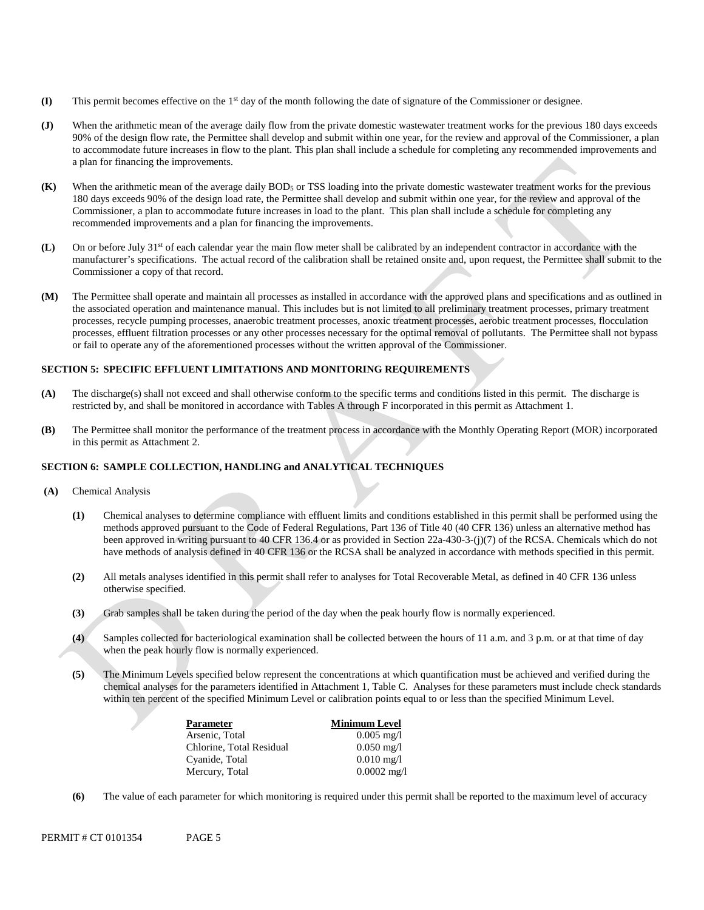**(I)** This permit becomes effective on the 1st day of the month following the date of signature of the Commissioner or designee.

**(J)** When the arithmetic mean of the average daily flow from the private domestic wastewater treatment works for the previous 180 days exceeds 90% of the design flow rate, the Permittee shall develop and submit within one year, for the review and approval of the Commissioner, a plan to accommodate future increases in flow to the plant. This plan shall include a schedule for completing any recommended improvements and a plan for financing the improvements.

**(K)** When the arithmetic mean of the average daily $BOD_5$ or TSS loading into the private domestic wastewater treatment works for the previous 180 days exceeds 90% of the design load rate, the Permittee shall develop and submit within one year, for the review and approval of the Commissioner, a plan to accommodate future increases in load to the plant. This plan shall include a schedule for completing any recommended improvements and a plan for financing the improvements.

**(L)** On or before July 31st of each calendar year the main flow meter shall be calibrated by an independent contractor in accordance with the manufacturer's specifications. The actual record of the calibration shall be retained onsite and, upon request, the Permittee shall submit to the Commissioner a copy of that record.

**(M)** The Permittee shall operate and maintain all processes as installed in accordance with the approved plans and specifications and as outlined in the associated operation and maintenance manual. This includes but is not limited to all preliminary treatment processes, primary treatment processes, recycle pumping processes, anaerobic treatment processes, anoxic treatment processes, aerobic treatment processes, flocculation processes, effluent filtration processes or any other processes necessary for the optimal removal of pollutants. The Permittee shall not bypass or fail to operate any of the aforementioned processes without the written approval of the Commissioner.

## SECTION 5: SPECIFIC EFFLUENT LIMITATIONS AND MONITORING REQUIREMENTS

**(A)** The discharge(s) shall not exceed and shall otherwise conform to the specific terms and conditions listed in this permit. The discharge is restricted by, and shall be monitored in accordance with Tables A through F incorporated in this permit as Attachment 1.

**(B)** The Permittee shall monitor the performance of the treatment process in accordance with the Monthly Operating Report (MOR) incorporated in this permit as Attachment 2.

## SECTION 6: SAMPLE COLLECTION, HANDLING and ANALYTICAL TECHNIQUES

**(A)** Chemical Analysis

**(1)** Chemical analyses to determine compliance with effluent limits and conditions established in this permit shall be performed using the methods approved pursuant to the Code of Federal Regulations, Part 136 of Title 40 (40 CFR 136) unless an alternative method has been approved in writing pursuant to 40 CFR 136.4 or as provided in Section 22a-430-3-(j)(7) of the RCSA. Chemicals which do not have methods of analysis defined in 40 CFR 136 or the RCSA shall be analyzed in accordance with methods specified in this permit.

**(2)** All metals analyses identified in this permit shall refer to analyses for Total Recoverable Metal, as defined in 40 CFR 136 unless otherwise specified.

**(3)** Grab samples shall be taken during the period of the day when the peak hourly flow is normally experienced.

**(4)** Samples collected for bacteriological examination shall be collected between the hours of 11 a.m. and 3 p.m. or at that time of day when the peak hourly flow is normally experienced.

**(5)** The Minimum Levels specified below represent the concentrations at which quantification must be achieved and verified during the chemical analyses for the parameters identified in Attachment 1, Table C. Analyses for these parameters must include check standards within ten percent of the specified Minimum Level or calibration points equal to or less than the specified Minimum Level.

| Parameter | Minimum Level |
|---|---|
| Arsenic, Total | 0.005 mg/l |
| Chlorine, Total Residual | 0.050 mg/l |
| Cyanide, Total | 0.010 mg/l |
| Mercury, Total | 0.0002 mg/l |

**(6)** The value of each parameter for which monitoring is required under this permit shall be reported to the maximum level of accuracy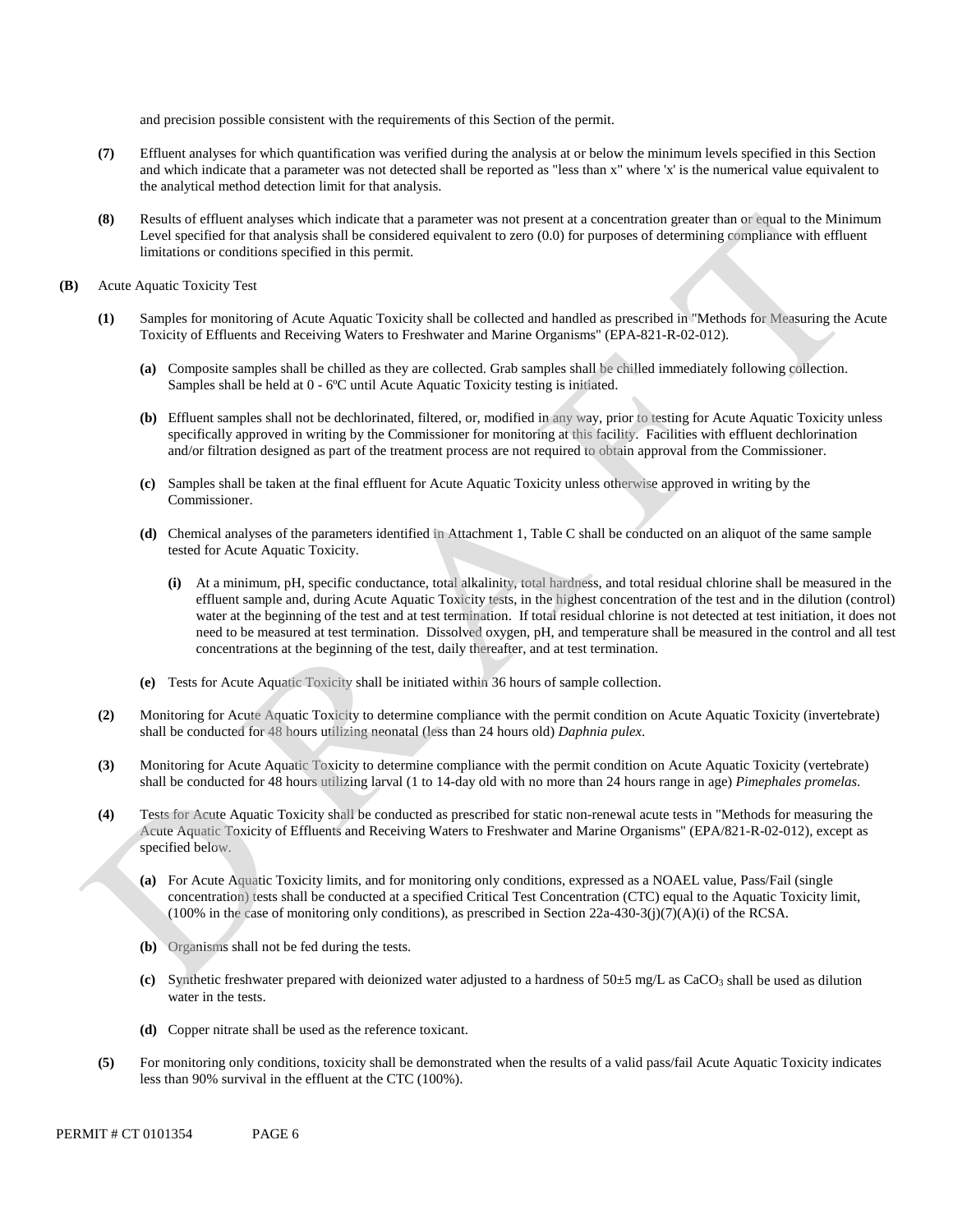and precision possible consistent with the requirements of this Section of the permit.

**(7)** Effluent analyses for which quantification was verified during the analysis at or below the minimum levels specified in this Section and which indicate that a parameter was not detected shall be reported as "less than x" where 'x' is the numerical value equivalent to the analytical method detection limit for that analysis.

**(8)** Results of effluent analyses which indicate that a parameter was not present at a concentration greater than or equal to the Minimum Level specified for that analysis shall be considered equivalent to zero (0.0) for purposes of determining compliance with effluent limitations or conditions specified in this permit.

**(B)** Acute Aquatic Toxicity Test

**(1)** Samples for monitoring of Acute Aquatic Toxicity shall be collected and handled as prescribed in "Methods for Measuring the Acute Toxicity of Effluents and Receiving Waters to Freshwater and Marine Organisms" (EPA-821-R-02-012).

**(a)** Composite samples shall be chilled as they are collected. Grab samples shall be chilled immediately following collection. Samples shall be held at 0 - 6ºC until Acute Aquatic Toxicity testing is initiated.

**(b)** Effluent samples shall not be dechlorinated, filtered, or, modified in any way, prior to testing for Acute Aquatic Toxicity unless specifically approved in writing by the Commissioner for monitoring at this facility. Facilities with effluent dechlorination and/or filtration designed as part of the treatment process are not required to obtain approval from the Commissioner.

**(c)** Samples shall be taken at the final effluent for Acute Aquatic Toxicity unless otherwise approved in writing by the Commissioner.

**(d)** Chemical analyses of the parameters identified in Attachment 1, Table C shall be conducted on an aliquot of the same sample tested for Acute Aquatic Toxicity.

**(i)** At a minimum, pH, specific conductance, total alkalinity, total hardness, and total residual chlorine shall be measured in the effluent sample and, during Acute Aquatic Toxicity tests, in the highest concentration of the test and in the dilution (control) water at the beginning of the test and at test termination. If total residual chlorine is not detected at test initiation, it does not need to be measured at test termination. Dissolved oxygen, pH, and temperature shall be measured in the control and all test concentrations at the beginning of the test, daily thereafter, and at test termination.

**(e)** Tests for Acute Aquatic Toxicity shall be initiated within 36 hours of sample collection.

**(2)** Monitoring for Acute Aquatic Toxicity to determine compliance with the permit condition on Acute Aquatic Toxicity (invertebrate) shall be conducted for 48 hours utilizing neonatal (less than 24 hours old) *Daphnia pulex*.

**(3)** Monitoring for Acute Aquatic Toxicity to determine compliance with the permit condition on Acute Aquatic Toxicity (vertebrate) shall be conducted for 48 hours utilizing larval (1 to 14-day old with no more than 24 hours range in age) *Pimephales promelas*.

**(4)** Tests for Acute Aquatic Toxicity shall be conducted as prescribed for static non-renewal acute tests in "Methods for measuring the Acute Aquatic Toxicity of Effluents and Receiving Waters to Freshwater and Marine Organisms" (EPA/821-R-02-012), except as specified below.

**(a)** For Acute Aquatic Toxicity limits, and for monitoring only conditions, expressed as a NOAEL value, Pass/Fail (single concentration) tests shall be conducted at a specified Critical Test Concentration (CTC) equal to the Aquatic Toxicity limit, (100% in the case of monitoring only conditions), as prescribed in Section 22a-430-3(j)(7)(A)(i) of the RCSA.

**(b)** Organisms shall not be fed during the tests.

**(c)** Synthetic freshwater prepared with deionized water adjusted to a hardness of 50±5 mg/L as $CaCO_3$ shall be used as dilution water in the tests.

**(d)** Copper nitrate shall be used as the reference toxicant.

**(5)** For monitoring only conditions, toxicity shall be demonstrated when the results of a valid pass/fail Acute Aquatic Toxicity indicates less than 90% survival in the effluent at the CTC (100%).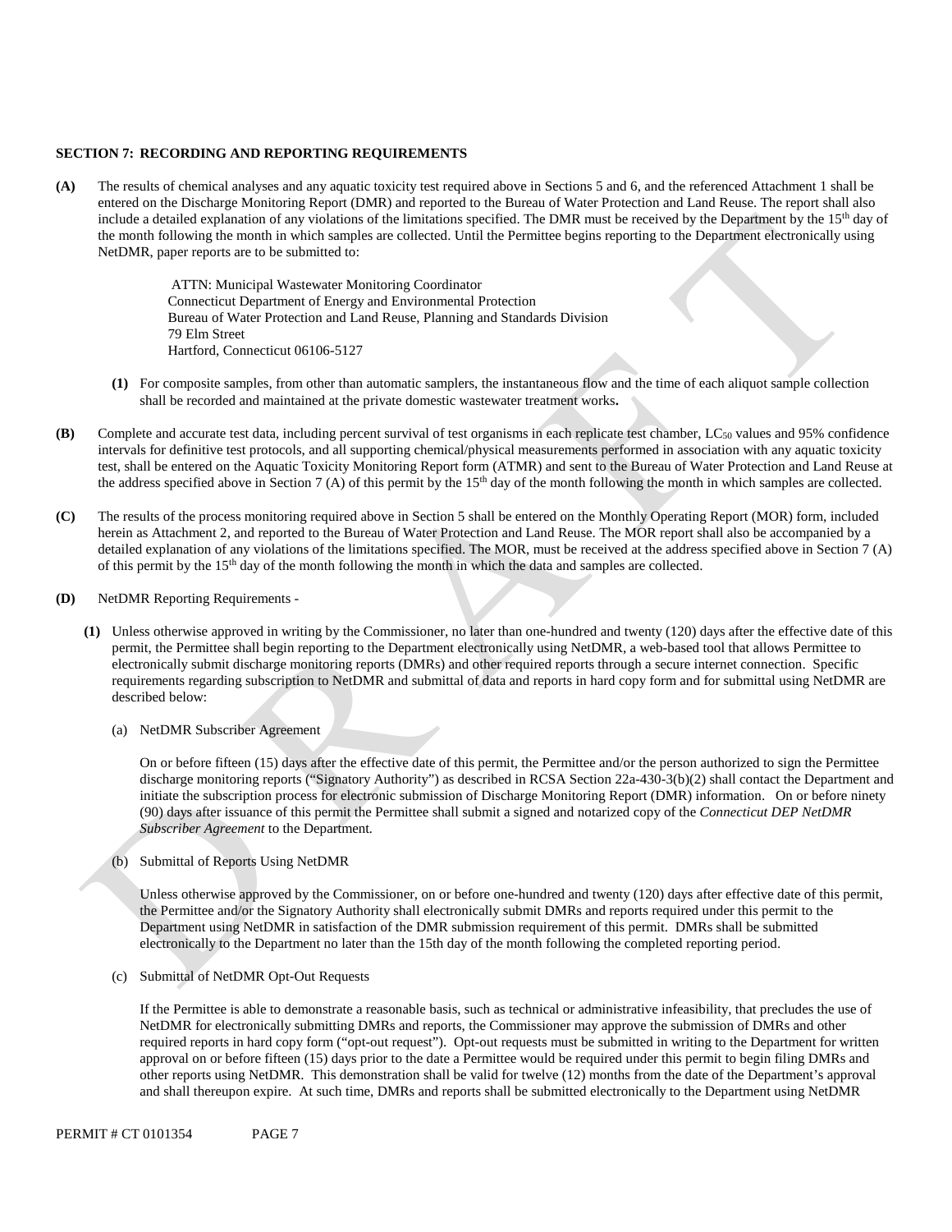**SECTION 7: RECORDING AND REPORTING REQUIREMENTS**

**(A)** The results of chemical analyses and any aquatic toxicity test required above in Sections 5 and 6, and the referenced Attachment 1 shall be entered on the Discharge Monitoring Report (DMR) and reported to the Bureau of Water Protection and Land Reuse. The report shall also include a detailed explanation of any violations of the limitations specified. The DMR must be received by the Department by the 15th day of the month following the month in which samples are collected. Until the Permittee begins reporting to the Department electronically using NetDMR, paper reports are to be submitted to:

ATTN: Municipal Wastewater Monitoring Coordinator
Connecticut Department of Energy and Environmental Protection
Bureau of Water Protection and Land Reuse, Planning and Standards Division
79 Elm Street
Hartford, Connecticut 06106-5127

**(1)** For composite samples, from other than automatic samplers, the instantaneous flow and the time of each aliquot sample collection shall be recorded and maintained at the private domestic wastewater treatment works**.**

**(B)** Complete and accurate test data, including percent survival of test organisms in each replicate test chamber, $LC_{50}$ values and 95% confidence intervals for definitive test protocols, and all supporting chemical/physical measurements performed in association with any aquatic toxicity test, shall be entered on the Aquatic Toxicity Monitoring Report form (ATMR) and sent to the Bureau of Water Protection and Land Reuse at the address specified above in Section 7 (A) of this permit by the 15th day of the month following the month in which samples are collected.

**(C)** The results of the process monitoring required above in Section 5 shall be entered on the Monthly Operating Report (MOR) form, included herein as Attachment 2, and reported to the Bureau of Water Protection and Land Reuse. The MOR report shall also be accompanied by a detailed explanation of any violations of the limitations specified. The MOR, must be received at the address specified above in Section 7 (A) of this permit by the 15th day of the month following the month in which the data and samples are collected.

**(D)** NetDMR Reporting Requirements -

**(1)** Unless otherwise approved in writing by the Commissioner, no later than one-hundred and twenty (120) days after the effective date of this permit, the Permittee shall begin reporting to the Department electronically using NetDMR, a web-based tool that allows Permittee to electronically submit discharge monitoring reports (DMRs) and other required reports through a secure internet connection. Specific requirements regarding subscription to NetDMR and submittal of data and reports in hard copy form and for submittal using NetDMR are described below:

(a) NetDMR Subscriber Agreement

On or before fifteen (15) days after the effective date of this permit, the Permittee and/or the person authorized to sign the Permittee discharge monitoring reports ("Signatory Authority") as described in RCSA Section 22a-430-3(b)(2) shall contact the Department and initiate the subscription process for electronic submission of Discharge Monitoring Report (DMR) information. On or before ninety (90) days after issuance of this permit the Permittee shall submit a signed and notarized copy of the *Connecticut DEP NetDMR Subscriber Agreement* to the Department*.*

(b) Submittal of Reports Using NetDMR

Unless otherwise approved by the Commissioner, on or before one-hundred and twenty (120) days after effective date of this permit, the Permittee and/or the Signatory Authority shall electronically submit DMRs and reports required under this permit to the Department using NetDMR in satisfaction of the DMR submission requirement of this permit. DMRs shall be submitted electronically to the Department no later than the 15th day of the month following the completed reporting period.

(c) Submittal of NetDMR Opt-Out Requests

If the Permittee is able to demonstrate a reasonable basis, such as technical or administrative infeasibility, that precludes the use of NetDMR for electronically submitting DMRs and reports, the Commissioner may approve the submission of DMRs and other required reports in hard copy form ("opt-out request"). Opt-out requests must be submitted in writing to the Department for written approval on or before fifteen (15) days prior to the date a Permittee would be required under this permit to begin filing DMRs and other reports using NetDMR. This demonstration shall be valid for twelve (12) months from the date of the Department's approval and shall thereupon expire. At such time, DMRs and reports shall be submitted electronically to the Department using NetDMR

PERMIT # CT 0101354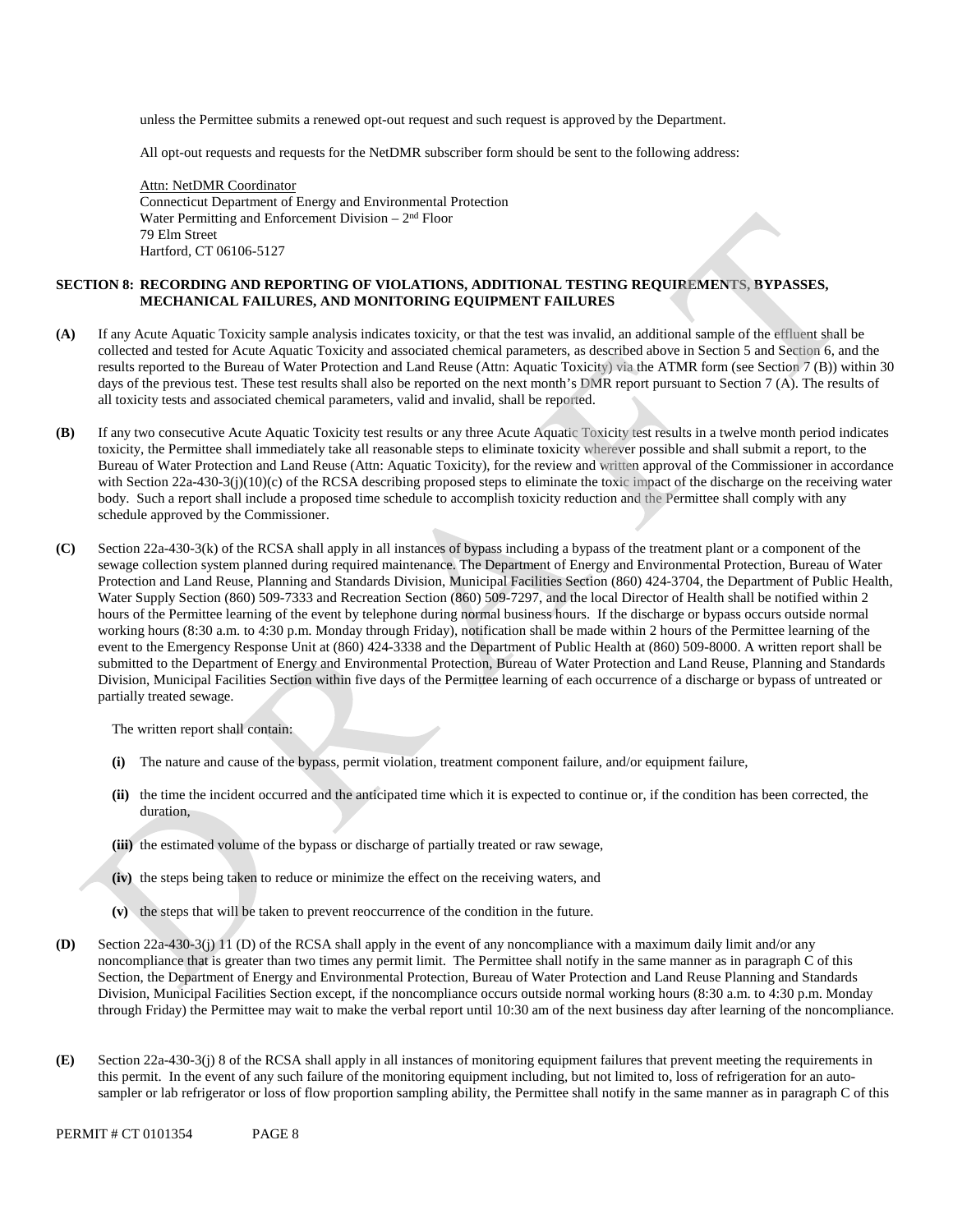unless the Permittee submits a renewed opt-out request and such request is approved by the Department.

All opt-out requests and requests for the NetDMR subscriber form should be sent to the following address:

Attn: NetDMR Coordinator
Connecticut Department of Energy and Environmental Protection
Water Permitting and Enforcement Division – 2nd Floor
79 Elm Street
Hartford, CT 06106-5127

## SECTION 8: RECORDING AND REPORTING OF VIOLATIONS, ADDITIONAL TESTING REQUIREMENTS, BYPASSES, MECHANICAL FAILURES, AND MONITORING EQUIPMENT FAILURES

**(A)** If any Acute Aquatic Toxicity sample analysis indicates toxicity, or that the test was invalid, an additional sample of the effluent shall be collected and tested for Acute Aquatic Toxicity and associated chemical parameters, as described above in Section 5 and Section 6, and the results reported to the Bureau of Water Protection and Land Reuse (Attn: Aquatic Toxicity) via the ATMR form (see Section 7 (B)) within 30 days of the previous test. These test results shall also be reported on the next month's DMR report pursuant to Section 7 (A). The results of all toxicity tests and associated chemical parameters, valid and invalid, shall be reported.

**(B)** If any two consecutive Acute Aquatic Toxicity test results or any three Acute Aquatic Toxicity test results in a twelve month period indicates toxicity, the Permittee shall immediately take all reasonable steps to eliminate toxicity wherever possible and shall submit a report, to the Bureau of Water Protection and Land Reuse (Attn: Aquatic Toxicity), for the review and written approval of the Commissioner in accordance with Section 22a-430-3(j)(10)(c) of the RCSA describing proposed steps to eliminate the toxic impact of the discharge on the receiving water body. Such a report shall include a proposed time schedule to accomplish toxicity reduction and the Permittee shall comply with any schedule approved by the Commissioner.

**(C)** Section 22a-430-3(k) of the RCSA shall apply in all instances of bypass including a bypass of the treatment plant or a component of the sewage collection system planned during required maintenance. The Department of Energy and Environmental Protection, Bureau of Water Protection and Land Reuse, Planning and Standards Division, Municipal Facilities Section (860) 424-3704, the Department of Public Health, Water Supply Section (860) 509-7333 and Recreation Section (860) 509-7297, and the local Director of Health shall be notified within 2 hours of the Permittee learning of the event by telephone during normal business hours. If the discharge or bypass occurs outside normal working hours (8:30 a.m. to 4:30 p.m. Monday through Friday), notification shall be made within 2 hours of the Permittee learning of the event to the Emergency Response Unit at (860) 424-3338 and the Department of Public Health at (860) 509-8000. A written report shall be submitted to the Department of Energy and Environmental Protection, Bureau of Water Protection and Land Reuse, Planning and Standards Division, Municipal Facilities Section within five days of the Permittee learning of each occurrence of a discharge or bypass of untreated or partially treated sewage.

The written report shall contain:

- **(i)** The nature and cause of the bypass, permit violation, treatment component failure, and/or equipment failure,
- **(ii)** the time the incident occurred and the anticipated time which it is expected to continue or, if the condition has been corrected, the duration,
- **(iii)** the estimated volume of the bypass or discharge of partially treated or raw sewage,
- **(iv)** the steps being taken to reduce or minimize the effect on the receiving waters, and
- **(v)** the steps that will be taken to prevent reoccurrence of the condition in the future.

**(D)** Section 22a-430-3(j) 11 (D) of the RCSA shall apply in the event of any noncompliance with a maximum daily limit and/or any noncompliance that is greater than two times any permit limit. The Permittee shall notify in the same manner as in paragraph C of this Section, the Department of Energy and Environmental Protection, Bureau of Water Protection and Land Reuse Planning and Standards Division, Municipal Facilities Section except, if the noncompliance occurs outside normal working hours (8:30 a.m. to 4:30 p.m. Monday through Friday) the Permittee may wait to make the verbal report until 10:30 am of the next business day after learning of the noncompliance.

**(E)** Section 22a-430-3(j) 8 of the RCSA shall apply in all instances of monitoring equipment failures that prevent meeting the requirements in this permit. In the event of any such failure of the monitoring equipment including, but not limited to, loss of refrigeration for an auto-sampler or lab refrigerator or loss of flow proportion sampling ability, the Permittee shall notify in the same manner as in paragraph C of this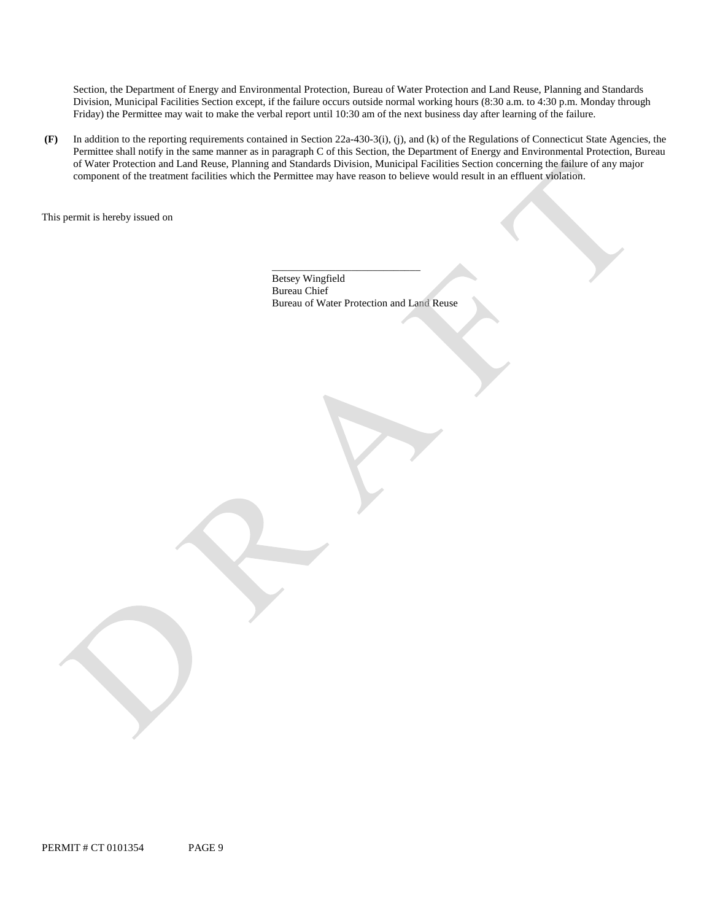Section, the Department of Energy and Environmental Protection, Bureau of Water Protection and Land Reuse, Planning and Standards Division, Municipal Facilities Section except, if the failure occurs outside normal working hours (8:30 a.m. to 4:30 p.m. Monday through Friday) the Permittee may wait to make the verbal report until 10:30 am of the next business day after learning of the failure.

**(F)** In addition to the reporting requirements contained in Section 22a-430-3(i), (j), and (k) of the Regulations of Connecticut State Agencies, the Permittee shall notify in the same manner as in paragraph C of this Section, the Department of Energy and Environmental Protection, Bureau of Water Protection and Land Reuse, Planning and Standards Division, Municipal Facilities Section concerning the failure of any major component of the treatment facilities which the Permittee may have reason to believe would result in an effluent violation.

This permit is hereby issued on

\_\_\_\_\_\_\_\_\_\_\_\_\_\_\_\_\_\_\_\_\_\_\_\_\_\_\_\_\_\_

Betsey Wingfield
Bureau Chief
Bureau of Water Protection and Land Reuse

PERMIT # CT 0101354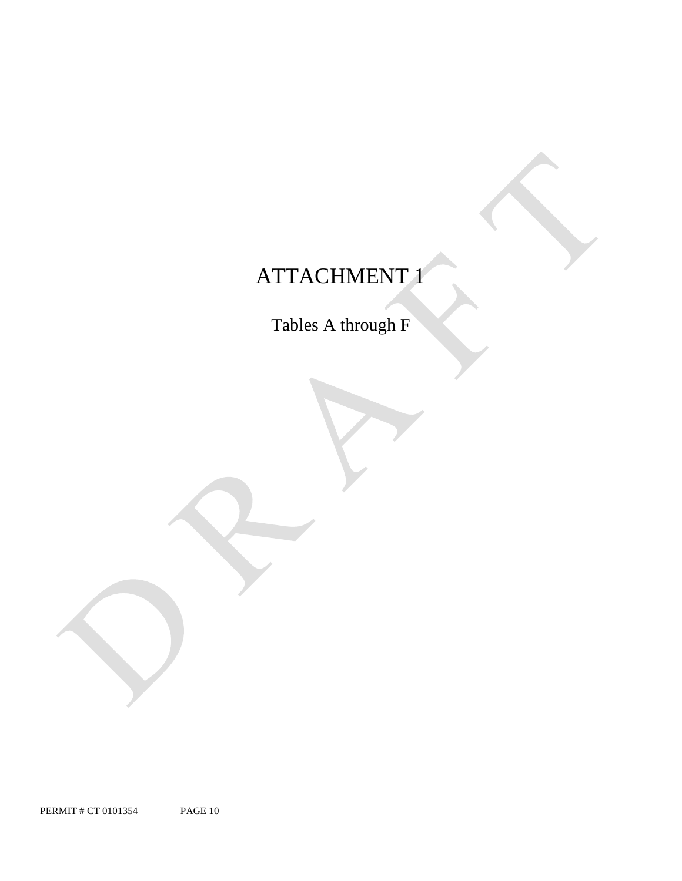# ATTACHMENT 1

Tables A through F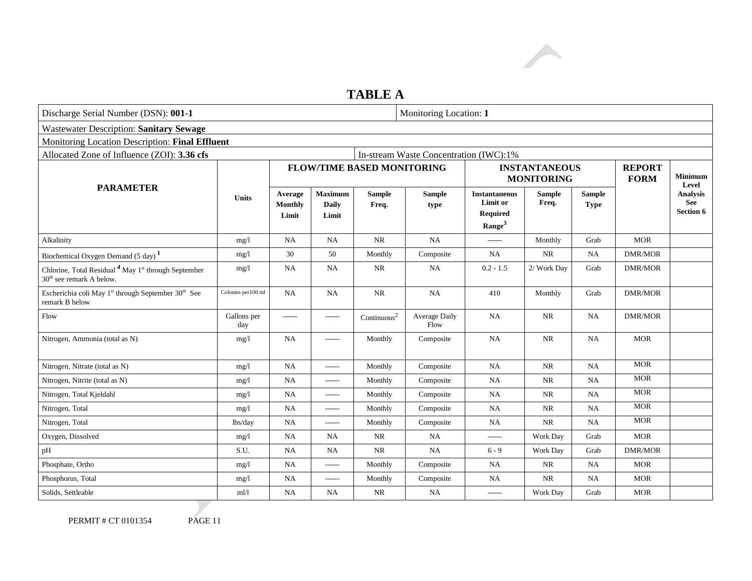# TABLE A

| Discharge Serial Number (DSN): **001-1** | | | | | Monitoring Location: **1** | | | | | |
|---|---|---|---|---|---|---|---|---|---|---|
| Wastewater Description: **Sanitary Sewage** | | | | | | | | | | |
| Monitoring Location Description: **Final Effluent** | | | | | | | | | | |
| Allocated Zone of Influence (ZOI): **3.36 cfs** | | | | In-stream Waste Concentration (IWC):1% | | | | | | |
| **PARAMETER** | **Units** | **FLOW/TIME BASED MONITORING** | | | | **INSTANTANEOUS MONITORING** | | | **REPORT FORM** | **Minimum Level Analysis See Section 6** |
| | | **Average Monthly Limit** | **Maximum Daily Limit** | **Sample Freq.** | **Sample type** | **Instantaneous Limit or Required Range**[3] | **Sample Freq.** | **Sample Type** | | |
| Alkalinity | mg/l | NA | NA | NR | NA | ------ | Monthly | Grab | MOR | |
| Biochemical Oxygen Demand (5 day) [1] | mg/l | 30 | 50 | Monthly | Composite | NA | NR | NA | DMR/MOR | |
| Chlorine, Total Residual [4] May 1st through September 30th see remark A below. | mg/l | NA | NA | NR | NA | 0.2 - 1.5 | 2/ Work Day | Grab | DMR/MOR | |
| Escherichia coli May 1st through September 30th See remark B below | Colonies per100 ml | NA | NA | NR | NA | 410 | Monthly | Grab | DMR/MOR | |
| Flow | Gallons per day | ------ | ------ | Continuous[2] | Average Daily Flow | NA | NR | NA | DMR/MOR | |
| Nitrogen, Ammonia (total as N) | mg/l | NA | ------ | Monthly | Composite | NA | NR | NA | MOR | |
| Nitrogen, Nitrate (total as N) | mg/l | NA | ------ | Monthly | Composite | NA | NR | NA | MOR | |
| Nitrogen, Nitrite (total as N) | mg/l | NA | ------ | Monthly | Composite | NA | NR | NA | MOR | |
| Nitrogen, Total Kjeldahl | mg/l | NA | ------ | Monthly | Composite | NA | NR | NA | MOR | |
| Nitrogen, Total | mg/l | NA | ------ | Monthly | Composite | NA | NR | NA | MOR | |
| Nitrogen, Total | lbs/day | NA | ------ | Monthly | Composite | NA | NR | NA | MOR | |
| Oxygen, Dissolved | mg/l | NA | NA | NR | NA | ------ | Work Day | Grab | MOR | |
| pH | S.U. | NA | NA | NR | NA | 6 - 9 | Work Day | Grab | DMR/MOR | |
| Phosphate, Ortho | mg/l | NA | ------ | Monthly | Composite | NA | NR | NA | MOR | |
| Phosphorus, Total | mg/l | NA | ------ | Monthly | Composite | NA | NR | NA | MOR | |
| Solids, Settleable | ml/l | NA | NA | NR | NA | ------ | Work Day | Grab | MOR | |

PERMIT # CT 0101354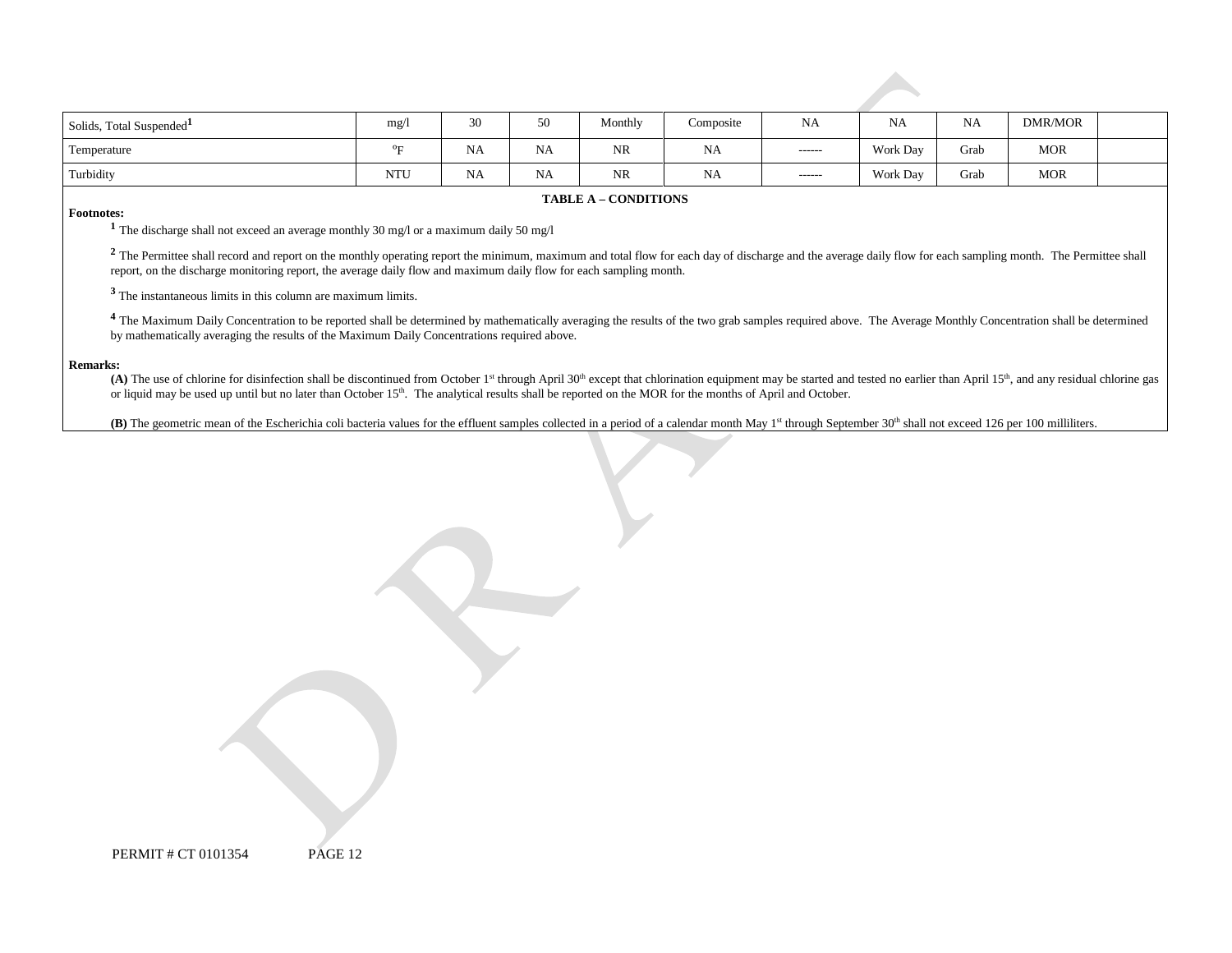| Solids, Total Suspended[1] | mg/l | 30 | 50 | Monthly | Composite | NA | NA | NA | DMR/MOR | |
|---|---|---|---|---|---|---|---|---|---|---|
| Temperature | °F | NA | NA | NR | NA | ------ | Work Day | Grab | MOR | |
| Turbidity | NTU | NA | NA | NR | NA | ------ | Work Day | Grab | MOR | |

**TABLE A – CONDITIONS**

**Footnotes:**

[1] The discharge shall not exceed an average monthly 30 mg/l or a maximum daily 50 mg/l

[2] The Permittee shall record and report on the monthly operating report the minimum, maximum and total flow for each day of discharge and the average daily flow for each sampling month. The Permittee shall report, on the discharge monitoring report, the average daily flow and maximum daily flow for each sampling month.

[3] The instantaneous limits in this column are maximum limits.

[4] The Maximum Daily Concentration to be reported shall be determined by mathematically averaging the results of the two grab samples required above. The Average Monthly Concentration shall be determined by mathematically averaging the results of the Maximum Daily Concentrations required above.

**Remarks:**

**(A)** The use of chlorine for disinfection shall be discontinued from October 1st through April 30th except that chlorination equipment may be started and tested no earlier than April 15th, and any residual chlorine gas or liquid may be used up until but no later than October 15th. The analytical results shall be reported on the MOR for the months of April and October.

**(B)** The geometric mean of the Escherichia coli bacteria values for the effluent samples collected in a period of a calendar month May 1st through September 30th shall not exceed 126 per 100 milliliters.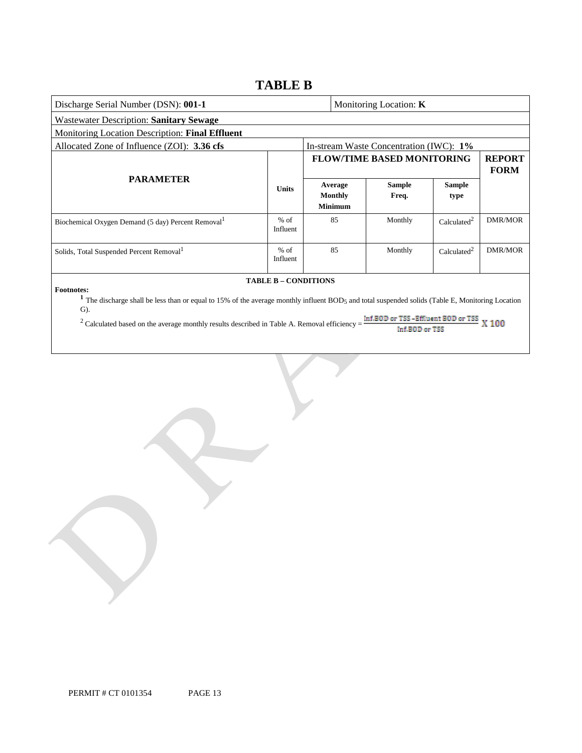# TABLE B

| Discharge Serial Number (DSN): **001-1** | | Monitoring Location: **K** | | | |
|---|---|---|---|---|---|
| Wastewater Description: **Sanitary Sewage** | | | | | |
| Monitoring Location Description: **Final Effluent** | | | | | |
| Allocated Zone of Influence (ZOI): **3.36 cfs** | | In-stream Waste Concentration (IWC): **1%** | | | |
| **PARAMETER** | **Units** | **FLOW/TIME BASED MONITORING** | | | **REPORT FORM** |
| | | **Average Monthly Minimum** | **Sample Freq.** | **Sample type** | |
| Biochemical Oxygen Demand (5 day) Percent Removal[1] | % of Influent | 85 | Monthly | Calculated[2] | DMR/MOR |
| Solids, Total Suspended Percent Removal[1] | % of Influent | 85 | Monthly | Calculated[2] | DMR/MOR |

**TABLE B – CONDITIONS**

**Footnotes:**

[1] The discharge shall be less than or equal to 15% of the average monthly influent $BOD_5$ and total suspended solids (Table E, Monitoring Location G).

[2] Calculated based on the average monthly results described in Table A. Removal efficiency = $\frac{\text{Inf.BOD or TSS} - \text{Effluent BOD or TSS}}{\text{Inf.BOD or TSS}} \times 100$

PERMIT # CT 0101354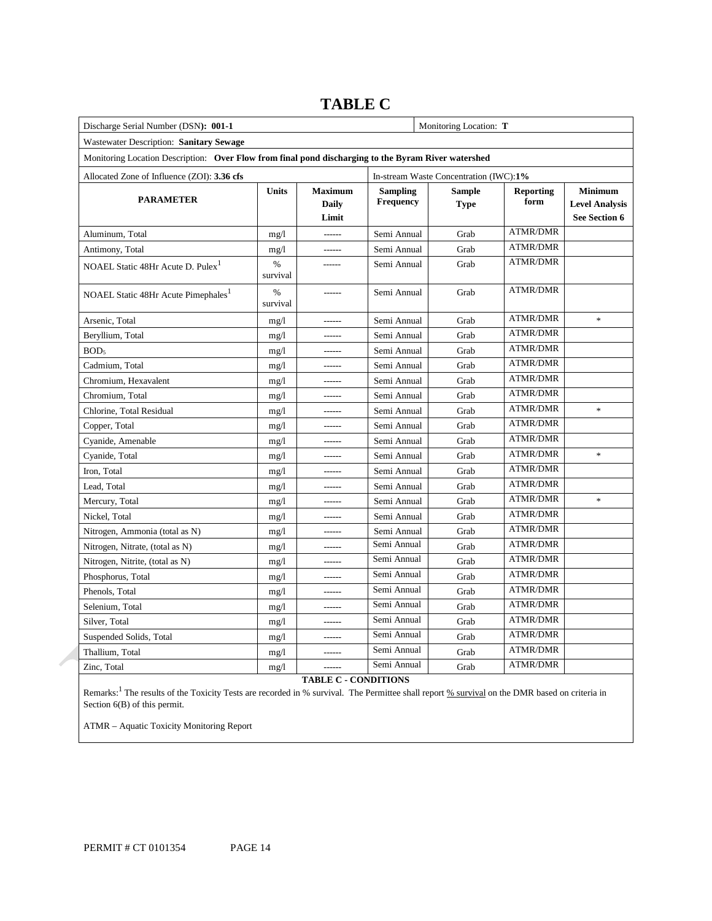# TABLE C

| Discharge Serial Number (DSN): **001-1** | | | | Monitoring Location: **T** | | |
|---|---|---|---|---|---|---|
| Wastewater Description: **Sanitary Sewage** | | | | | | |
| Monitoring Location Description: **Over Flow from final pond discharging to the Byram River watershed** | | | | | | |
| Allocated Zone of Influence (ZOI): **3.36 cfs** | | | In-stream Waste Concentration (IWC): **1%** | | | |
| **PARAMETER** | **Units** | **Maximum Daily Limit** | **Sampling Frequency** | **Sample Type** | **Reporting form** | **Minimum Level Analysis See Section 6** |
| Aluminum, Total | mg/l | ------ | Semi Annual | Grab | ATMR/DMR | |
| Antimony, Total | mg/l | ------ | Semi Annual | Grab | ATMR/DMR | |
| NOAEL Static 48Hr Acute D. Pulex[1] | % survival | ------ | Semi Annual | Grab | ATMR/DMR | |
| NOAEL Static 48Hr Acute Pimephales[1] | % survival | ------ | Semi Annual | Grab | ATMR/DMR | |
| Arsenic, Total | mg/l | ------ | Semi Annual | Grab | ATMR/DMR | * |
| Beryllium, Total | mg/l | ------ | Semi Annual | Grab | ATMR/DMR | |
| $BOD_5$ | mg/l | ------ | Semi Annual | Grab | ATMR/DMR | |
| Cadmium, Total | mg/l | ------ | Semi Annual | Grab | ATMR/DMR | |
| Chromium, Hexavalent | mg/l | ------ | Semi Annual | Grab | ATMR/DMR | |
| Chromium, Total | mg/l | ------ | Semi Annual | Grab | ATMR/DMR | |
| Chlorine, Total Residual | mg/l | ------ | Semi Annual | Grab | ATMR/DMR | * |
| Copper, Total | mg/l | ------ | Semi Annual | Grab | ATMR/DMR | |
| Cyanide, Amenable | mg/l | ------ | Semi Annual | Grab | ATMR/DMR | |
| Cyanide, Total | mg/l | ------ | Semi Annual | Grab | ATMR/DMR | * |
| Iron, Total | mg/l | ------ | Semi Annual | Grab | ATMR/DMR | |
| Lead, Total | mg/l | ------ | Semi Annual | Grab | ATMR/DMR | |
| Mercury, Total | mg/l | ------ | Semi Annual | Grab | ATMR/DMR | * |
| Nickel, Total | mg/l | ------ | Semi Annual | Grab | ATMR/DMR | |
| Nitrogen, Ammonia (total as N) | mg/l | ------ | Semi Annual | Grab | ATMR/DMR | |
| Nitrogen, Nitrate, (total as N) | mg/l | ------ | Semi Annual | Grab | ATMR/DMR | |
| Nitrogen, Nitrite, (total as N) | mg/l | ------ | Semi Annual | Grab | ATMR/DMR | |
| Phosphorus, Total | mg/l | ------ | Semi Annual | Grab | ATMR/DMR | |
| Phenols, Total | mg/l | ------ | Semi Annual | Grab | ATMR/DMR | |
| Selenium, Total | mg/l | ------ | Semi Annual | Grab | ATMR/DMR | |
| Silver, Total | mg/l | ------ | Semi Annual | Grab | ATMR/DMR | |
| Suspended Solids, Total | mg/l | ------ | Semi Annual | Grab | ATMR/DMR | |
| Thallium, Total | mg/l | ------ | Semi Annual | Grab | ATMR/DMR | |
| Zinc, Total | mg/l | ------ | Semi Annual | Grab | ATMR/DMR | |

**TABLE C - CONDITIONS**

Remarks:[1] The results of the Toxicity Tests are recorded in % survival. The Permittee shall report % survival on the DMR based on criteria in Section 6(B) of this permit.

ATMR – Aquatic Toxicity Monitoring Report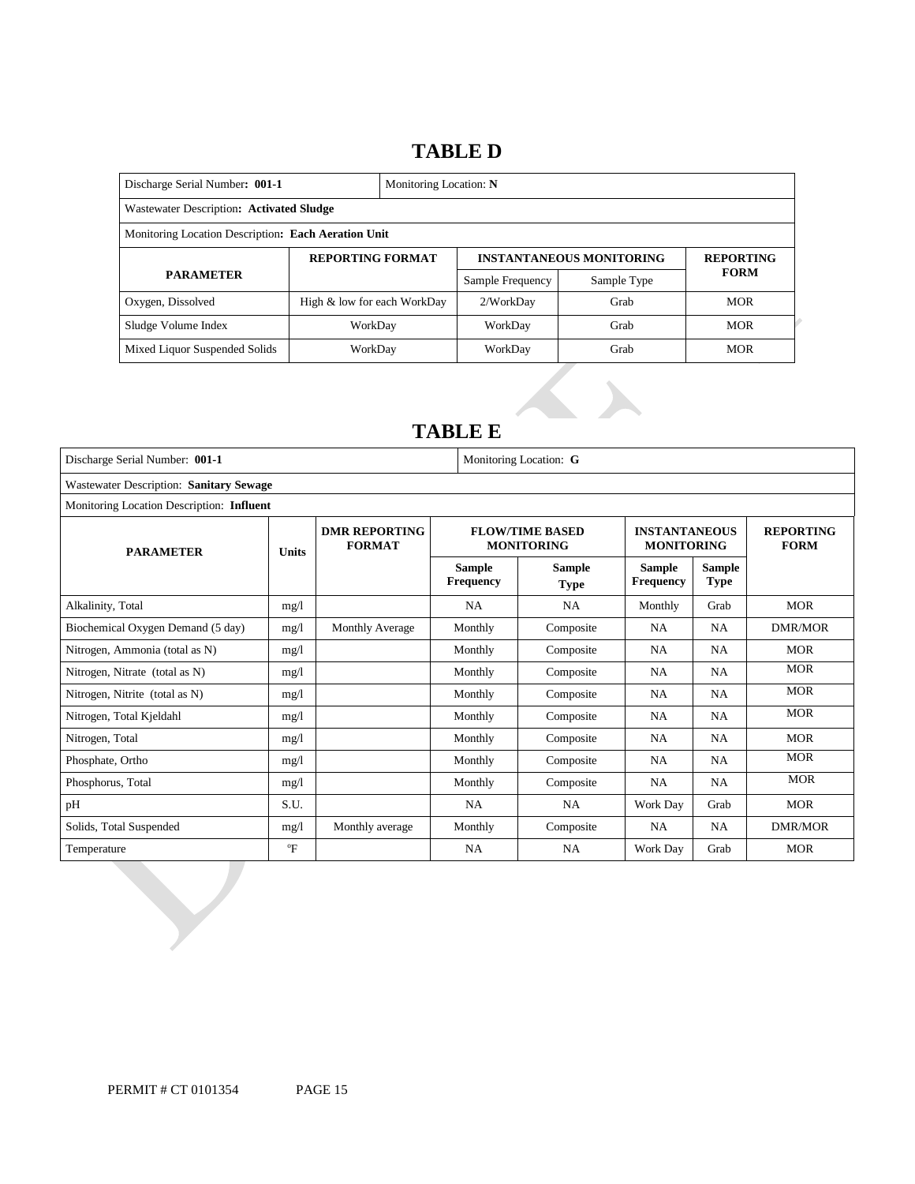# TABLE D

| Discharge Serial Number: **001-1** | | Monitoring Location: **N** | | |
|---|---|---|---|---|
| Wastewater Description: **Activated Sludge** | | | | |
| Monitoring Location Description: **Each Aeration Unit** | | | | |
| **PARAMETER** | **REPORTING FORMAT** | **INSTANTANEOUS MONITORING** | | **REPORTING FORM** |
| | | Sample Frequency | Sample Type | |
| Oxygen, Dissolved | High & low for each WorkDay | 2/WorkDay | Grab | MOR |
| Sludge Volume Index | WorkDay | WorkDay | Grab | MOR |
| Mixed Liquor Suspended Solids | WorkDay | WorkDay | Grab | MOR |

# TABLE E

| Discharge Serial Number: **001-1** | | | Monitoring Location: **G** | | | | |
|---|---|---|---|---|---|---|---|
| Wastewater Description: **Sanitary Sewage** | | | | | | | |
| Monitoring Location Description: **Influent** | | | | | | | |
| **PARAMETER** | **Units** | **DMR REPORTING FORMAT** | **FLOW/TIME BASED MONITORING** | | **INSTANTANEOUS MONITORING** | | **REPORTING FORM** |
| | | | **Sample Frequency** | **Sample Type** | **Sample Frequency** | **Sample Type** | |
| Alkalinity, Total | mg/l | | NA | NA | Monthly | Grab | MOR |
| Biochemical Oxygen Demand (5 day) | mg/l | Monthly Average | Monthly | Composite | NA | NA | DMR/MOR |
| Nitrogen, Ammonia (total as N) | mg/l | | Monthly | Composite | NA | NA | MOR |
| Nitrogen, Nitrate (total as N) | mg/l | | Monthly | Composite | NA | NA | MOR |
| Nitrogen, Nitrite (total as N) | mg/l | | Monthly | Composite | NA | NA | MOR |
| Nitrogen, Total Kjeldahl | mg/l | | Monthly | Composite | NA | NA | MOR |
| Nitrogen, Total | mg/l | | Monthly | Composite | NA | NA | MOR |
| Phosphate, Ortho | mg/l | | Monthly | Composite | NA | NA | MOR |
| Phosphorus, Total | mg/l | | Monthly | Composite | NA | NA | MOR |
| pH | S.U. | | NA | NA | Work Day | Grab | MOR |
| Solids, Total Suspended | mg/l | Monthly average | Monthly | Composite | NA | NA | DMR/MOR |
| Temperature | °F | | NA | NA | Work Day | Grab | MOR |

PERMIT # CT 0101354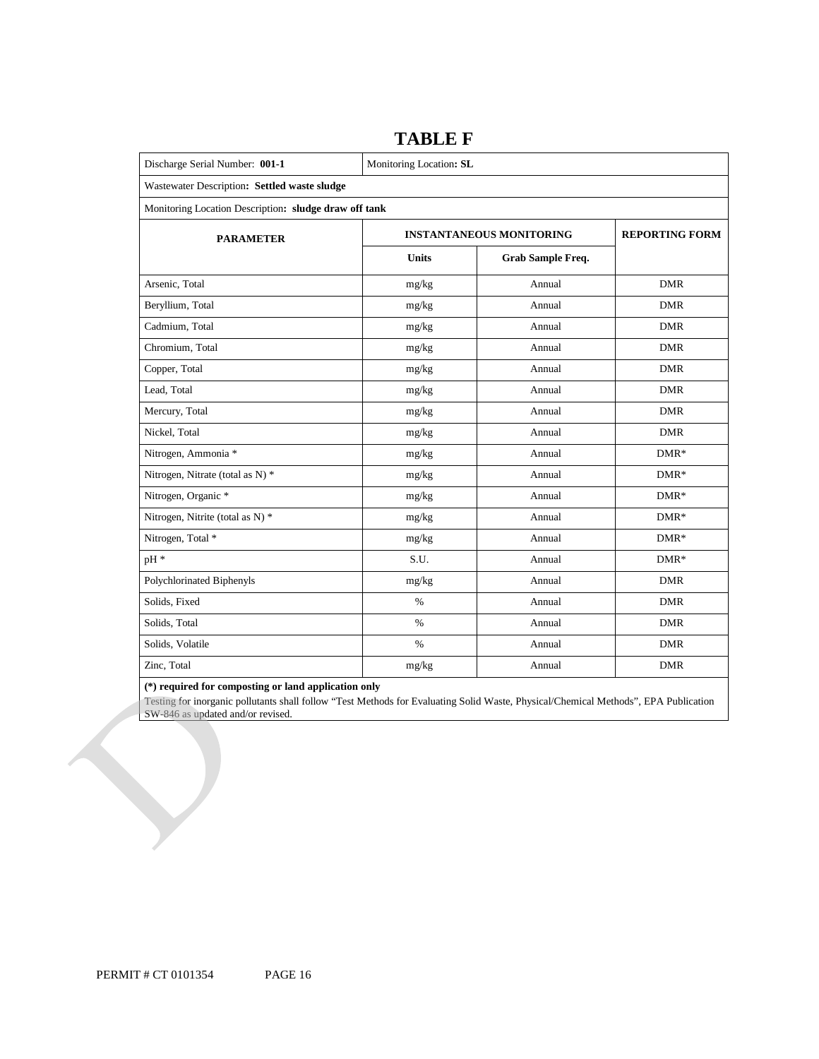# TABLE F

| Discharge Serial Number: **001-1** | Monitoring Location**: SL** | | |
|---|---|---|---|
| Wastewater Description**: Settled waste sludge** | | | |
| Monitoring Location Description**: sludge draw off tank** | | | |
| **PARAMETER** | **INSTANTANEOUS MONITORING** | | **REPORTING FORM** |
| | **Units** | **Grab Sample Freq.** | |
| Arsenic, Total | mg/kg | Annual | DMR |
| Beryllium, Total | mg/kg | Annual | DMR |
| Cadmium, Total | mg/kg | Annual | DMR |
| Chromium, Total | mg/kg | Annual | DMR |
| Copper, Total | mg/kg | Annual | DMR |
| Lead, Total | mg/kg | Annual | DMR |
| Mercury, Total | mg/kg | Annual | DMR |
| Nickel, Total | mg/kg | Annual | DMR |
| Nitrogen, Ammonia * | mg/kg | Annual | DMR* |
| Nitrogen, Nitrate (total as N) * | mg/kg | Annual | DMR* |
| Nitrogen, Organic * | mg/kg | Annual | DMR* |
| Nitrogen, Nitrite (total as N) * | mg/kg | Annual | DMR* |
| Nitrogen, Total * | mg/kg | Annual | DMR* |
| pH * | S.U. | Annual | DMR* |
| Polychlorinated Biphenyls | mg/kg | Annual | DMR |
| Solids, Fixed | % | Annual | DMR |
| Solids, Total | % | Annual | DMR |
| Solids, Volatile | % | Annual | DMR |
| Zinc, Total | mg/kg | Annual | DMR |

**(*) required for composting or land application only**

Testing for inorganic pollutants shall follow "Test Methods for Evaluating Solid Waste, Physical/Chemical Methods", EPA Publication SW-846 as updated and/or revised.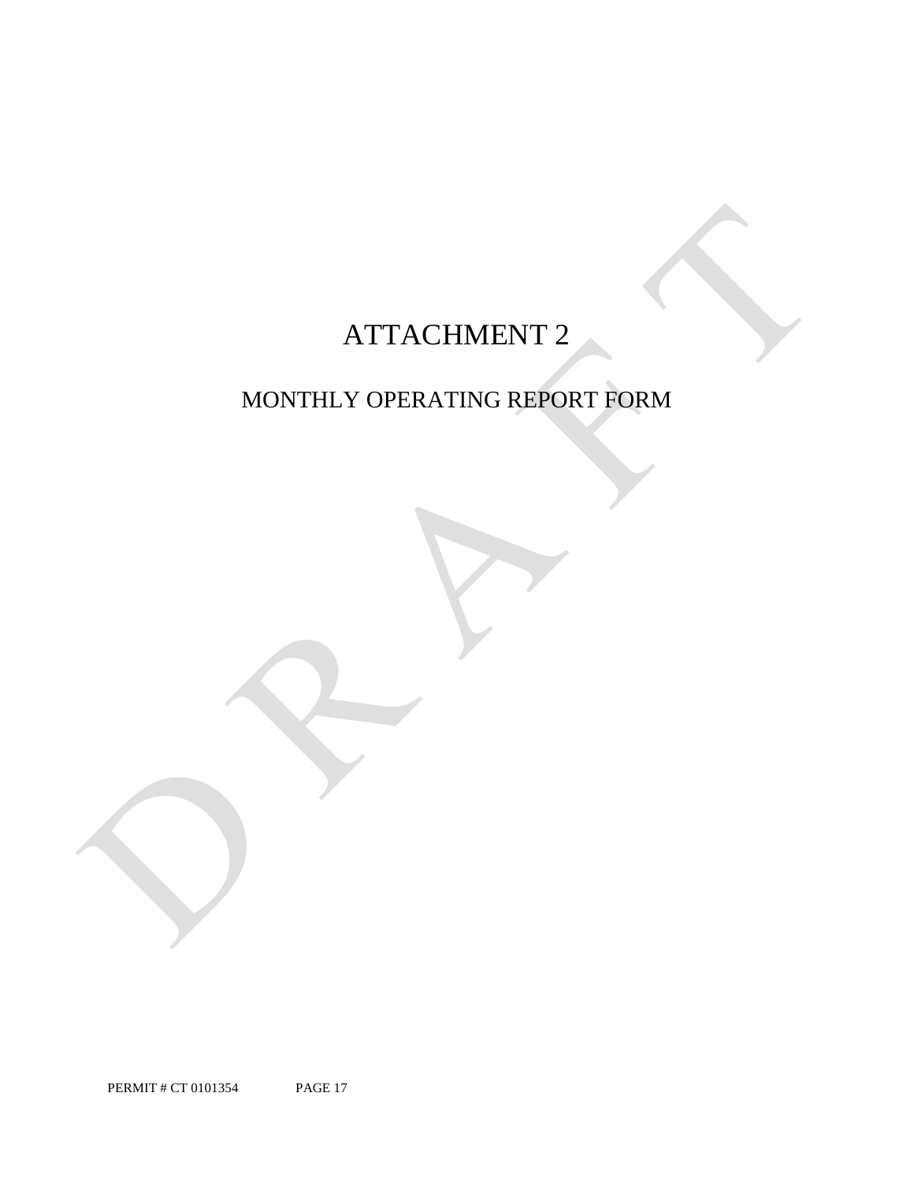# ATTACHMENT 2

## MONTHLY OPERATING REPORT FORM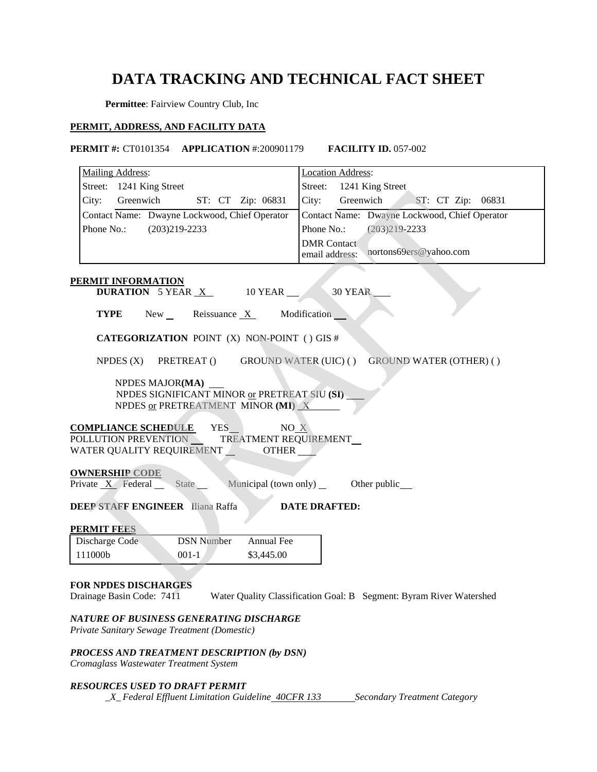# DATA TRACKING AND TECHNICAL FACT SHEET

**Permittee**: Fairview Country Club, Inc

**PERMIT, ADDRESS, AND FACILITY DATA**

**PERMIT #:** CT0101354 **APPLICATION** #:200901179 **FACILITY ID.** 057-002

| Mailing Address: | Location Address: |
|---|---|
| Street: 1241 King Street | Street: 1241 King Street |
| City: Greenwich ST: CT Zip: 06831 | City: Greenwich ST: CT Zip: 06831 |
| Contact Name: Dwayne Lockwood, Chief Operator | Contact Name: Dwayne Lockwood, Chief Operator |
| Phone No.: (203)219-2233 | Phone No.: (203)219-2233 |
| | DMR Contact email address: nortons69ers@yahoo.com |

**PERMIT INFORMATION**

**DURATION** 5 YEAR X 10 YEAR __ 30 YEAR __

**TYPE** New __ Reissuance X Modification __

**CATEGORIZATION** POINT (X) NON-POINT ( ) GIS #

NPDES (X) PRETREAT () GROUND WATER (UIC) ( ) GROUND WATER (OTHER) ( )

NPDES MAJOR**(MA)** __
NPDES SIGNIFICANT MINOR or PRETREAT SIU **(SI)** __
NPDES or PRETREATMENT MINOR **(MI)** X

**COMPLIANCE SCHEDULE** YES __ NO X
POLLUTION PREVENTION __ TREATMENT REQUIREMENT __
WATER QUALITY REQUIREMENT __ OTHER __

**OWNERSHIP CODE**
Private X Federal __ State __ Municipal (town only) __ Other public __

**DEEP STAFF ENGINEER** Iliana Raffa **DATE DRAFTED:**

**PERMIT FEES**

| Discharge Code | DSN Number | Annual Fee |
|---|---|---|
| 111000b | 001-1 | $3,445.00 |

**FOR NPDES DISCHARGES**
Drainage Basin Code: 7411 Water Quality Classification Goal: B Segment: Byram River Watershed

***NATURE OF BUSINESS GENERATING DISCHARGE***
*Private Sanitary Sewage Treatment (Domestic)*

***PROCESS AND TREATMENT DESCRIPTION (by DSN)***
*Cromaglass Wastewater Treatment System*

***RESOURCES USED TO DRAFT PERMIT***
*X Federal Effluent Limitation Guideline 40CFR 133 Secondary Treatment Category*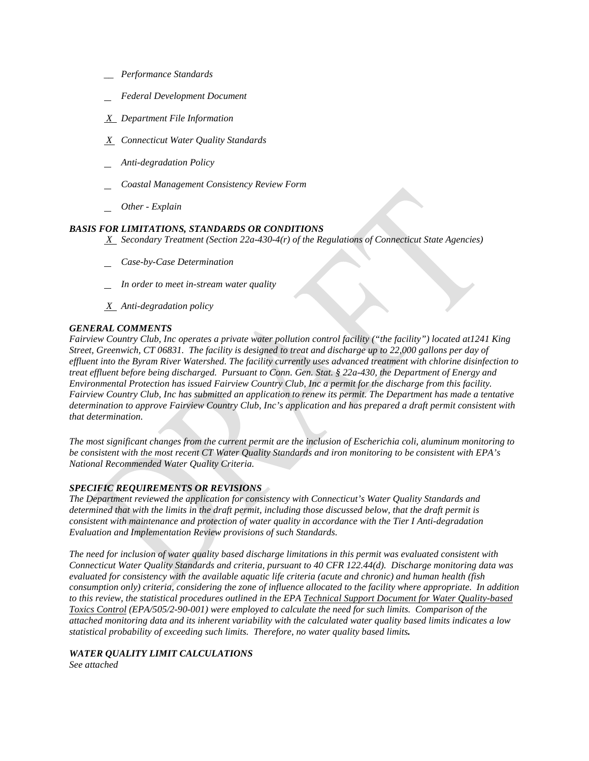- __ *Performance Standards*
- _ *Federal Development Document*
- X *Department File Information*
- X *Connecticut Water Quality Standards*
- _ *Anti-degradation Policy*
- _ *Coastal Management Consistency Review Form*
- _ *Other - Explain*

***BASIS FOR LIMITATIONS, STANDARDS OR CONDITIONS***

- X *Secondary Treatment (Section 22a-430-4(r) of the Regulations of Connecticut State Agencies)*
- _ *Case-by-Case Determination*
- _ *In order to meet in-stream water quality*
- X *Anti-degradation policy*

***GENERAL COMMENTS***

*Fairview Country Club, Inc operates a private water pollution control facility ("the facility") located at1241 King Street, Greenwich, CT 06831. The facility is designed to treat and discharge up to 22,000 gallons per day of effluent into the Byram River Watershed. The facility currently uses advanced treatment with chlorine disinfection to treat effluent before being discharged. Pursuant to Conn. Gen. Stat. § 22a-430, the Department of Energy and Environmental Protection has issued Fairview Country Club, Inc a permit for the discharge from this facility. Fairview Country Club, Inc has submitted an application to renew its permit. The Department has made a tentative determination to approve Fairview Country Club, Inc's application and has prepared a draft permit consistent with that determination.*

*The most significant changes from the current permit are the inclusion of Escherichia coli, aluminum monitoring to be consistent with the most recent CT Water Quality Standards and iron monitoring to be consistent with EPA's National Recommended Water Quality Criteria.*

***SPECIFIC REQUIREMENTS OR REVISIONS***

*The Department reviewed the application for consistency with Connecticut's Water Quality Standards and determined that with the limits in the draft permit, including those discussed below, that the draft permit is consistent with maintenance and protection of water quality in accordance with the Tier I Anti-degradation Evaluation and Implementation Review provisions of such Standards.*

*The need for inclusion of water quality based discharge limitations in this permit was evaluated consistent with Connecticut Water Quality Standards and criteria, pursuant to 40 CFR 122.44(d). Discharge monitoring data was evaluated for consistency with the available aquatic life criteria (acute and chronic) and human health (fish consumption only) criteria, considering the zone of influence allocated to the facility where appropriate. In addition to this review, the statistical procedures outlined in the EPA Technical Support Document for Water Quality-based Toxics Control (EPA/505/2-90-001) were employed to calculate the need for such limits. Comparison of the attached monitoring data and its inherent variability with the calculated water quality based limits indicates a low statistical probability of exceeding such limits. Therefore, no water quality based limits.*

***WATER QUALITY LIMIT CALCULATIONS***

*See attached*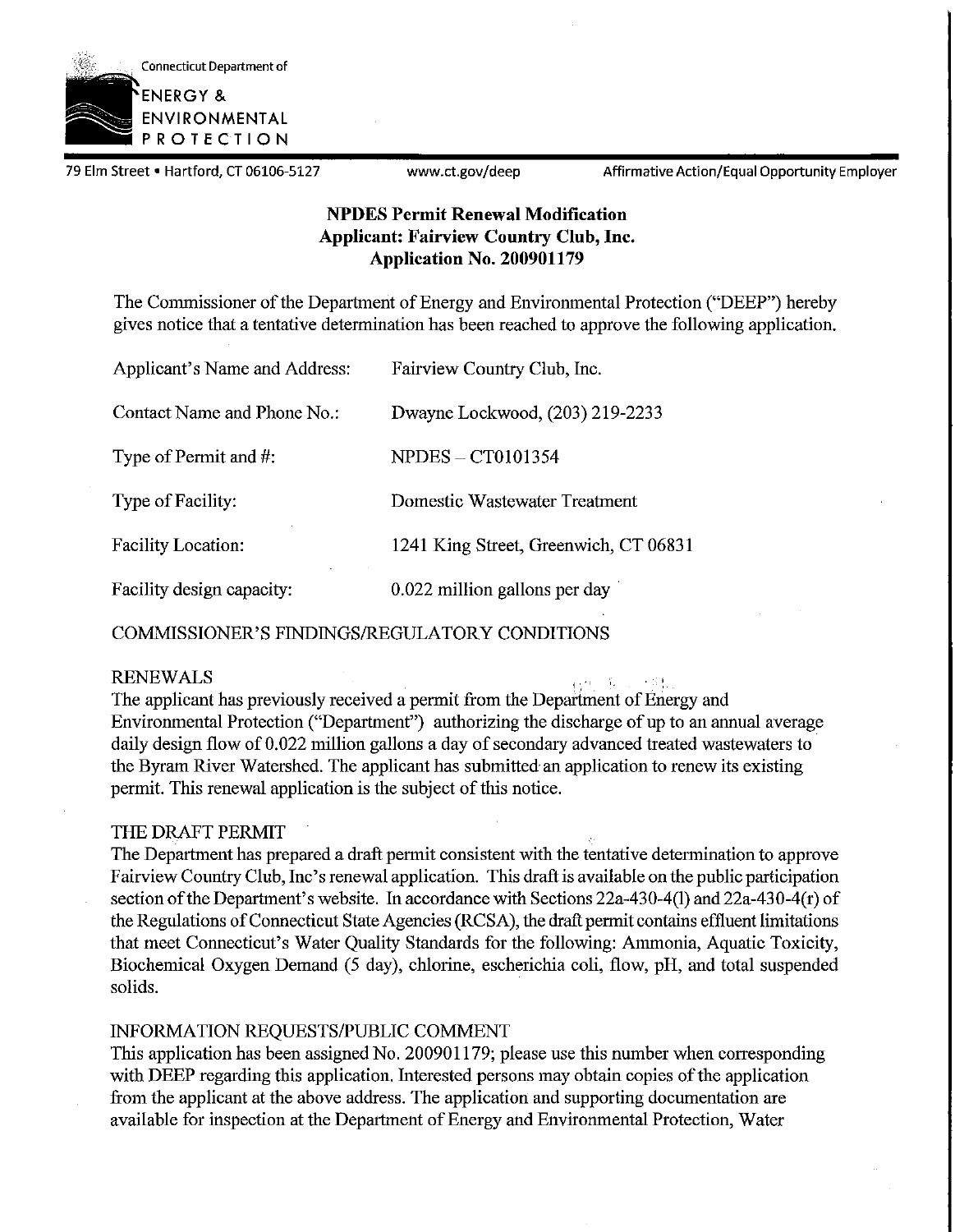Connecticut Department of

ENERGY & ENVIRONMENTAL PROTECTION

79 Elm Street • Hartford, CT 06106-5127 www.ct.gov/deep Affirmative Action/Equal Opportunity Employer

# NPDES Permit Renewal Modification
## Applicant: Fairview Country Club, Inc.
## Application No. 200901179

The Commissioner of the Department of Energy and Environmental Protection ("DEEP") hereby gives notice that a tentative determination has been reached to approve the following application.

| | |
|---|---|
| Applicant's Name and Address: | Fairview Country Club, Inc. |
| Contact Name and Phone No.: | Dwayne Lockwood, (203) 219-2233 |
| Type of Permit and #: | NPDES – CT0101354 |
| Type of Facility: | Domestic Wastewater Treatment |
| Facility Location: | 1241 King Street, Greenwich, CT 06831 |
| Facility design capacity: | 0.022 million gallons per day |

COMMISSIONER'S FINDINGS/REGULATORY CONDITIONS

RENEWALS

The applicant has previously received a permit from the Department of Energy and Environmental Protection ("Department") authorizing the discharge of up to an annual average daily design flow of 0.022 million gallons a day of secondary advanced treated wastewaters to the Byram River Watershed. The applicant has submitted an application to renew its existing permit. This renewal application is the subject of this notice.

THE DRAFT PERMIT

The Department has prepared a draft permit consistent with the tentative determination to approve Fairview Country Club, Inc's renewal application. This draft is available on the public participation section of the Department's website. In accordance with Sections 22a-430-4(l) and 22a-430-4(r) of the Regulations of Connecticut State Agencies (RCSA), the draft permit contains effluent limitations that meet Connecticut's Water Quality Standards for the following: Ammonia, Aquatic Toxicity, Biochemical Oxygen Demand (5 day), chlorine, escherichia coli, flow, pH, and total suspended solids.

INFORMATION REQUESTS/PUBLIC COMMENT

This application has been assigned No. 200901179; please use this number when corresponding with DEEP regarding this application. Interested persons may obtain copies of the application from the applicant at the above address. The application and supporting documentation are available for inspection at the Department of Energy and Environmental Protection, Water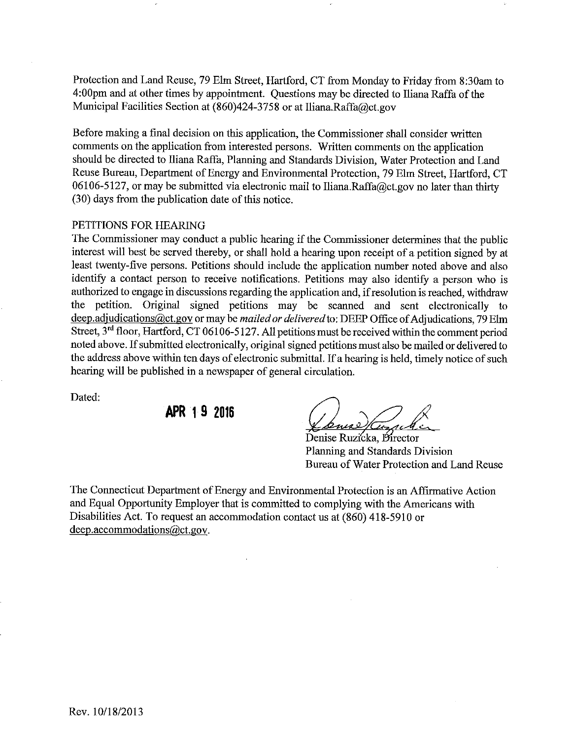Protection and Land Reuse, 79 Elm Street, Hartford, CT from Monday to Friday from 8:30am to 4:00pm and at other times by appointment. Questions may be directed to Iliana Raffa of the Municipal Facilities Section at (860)424-3758 or at Iliana.Raffa@ct.gov

Before making a final decision on this application, the Commissioner shall consider written comments on the application from interested persons. Written comments on the application should be directed to Iliana Raffa, Planning and Standards Division, Water Protection and Land Reuse Bureau, Department of Energy and Environmental Protection, 79 Elm Street, Hartford, CT 06106-5127, or may be submitted via electronic mail to Iliana.Raffa@ct.gov no later than thirty (30) days from the publication date of this notice.

PETITIONS FOR HEARING

The Commissioner may conduct a public hearing if the Commissioner determines that the public interest will best be served thereby, or shall hold a hearing upon receipt of a petition signed by at least twenty-five persons. Petitions should include the application number noted above and also identify a contact person to receive notifications. Petitions may also identify a person who is authorized to engage in discussions regarding the application and, if resolution is reached, withdraw the petition. Original signed petitions may be scanned and sent electronically to deep.adjudications@ct.gov or may be *mailed or delivered* to: DEEP Office of Adjudications, 79 Elm Street, 3rd floor, Hartford, CT 06106-5127. All petitions must be received within the comment period noted above. If submitted electronically, original signed petitions must also be mailed or delivered to the address above within ten days of electronic submittal. If a hearing is held, timely notice of such hearing will be published in a newspaper of general circulation.

Dated: **APR 19 2016**

Denise Ruzicka, Director
Planning and Standards Division
Bureau of Water Protection and Land Reuse

The Connecticut Department of Energy and Environmental Protection is an Affirmative Action and Equal Opportunity Employer that is committed to complying with the Americans with Disabilities Act. To request an accommodation contact us at (860) 418-5910 or deep.accommodations@ct.gov.

Rev. 10/18/2013